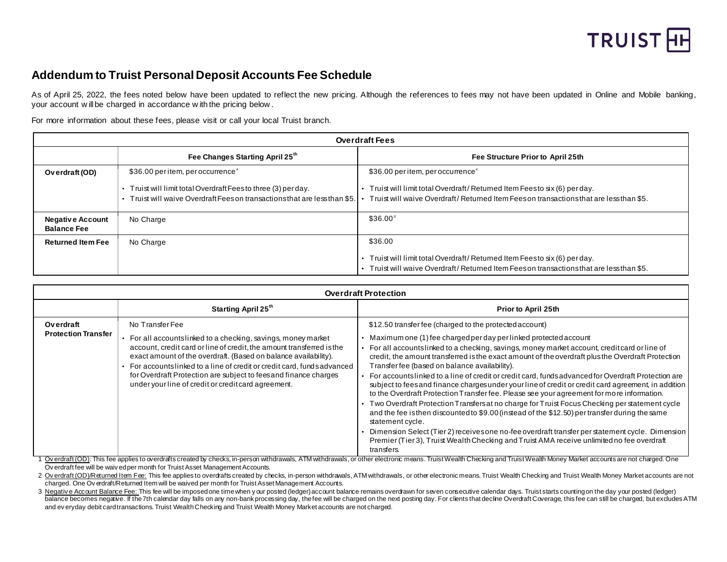## Addendum to Truist Personal Deposit Accounts Fee Schedule

As of April 25, 2022, the fees noted below have been updated to reflect the new pricing. Although the references to fees may not have been updated in Online and Mobile banking, your account will be charged in accordance with the pricing below.

For more information about these fees, please visit or call your local Truist branch.

| Overdraft Fees | | |
|---|---|---|
| | **Fee Changes Starting April 25th** | **Fee Structure Prior to April 25th** |
| **Overdraft (OD)** | \$36.00 per item, per occurrence[1]<br>• Truist will limit total Overdraft Fees to three (3) per day.<br>• Truist will waive Overdraft Fees on transactions that are less than \$5. | \$36.00 per item, per occurrence[2]<br>• Truist will limit total Overdraft / Returned Item Fees to six (6) per day.<br>• Truist will waive Overdraft / Returned Item Fees on transactions that are less than \$5. |
| **Negative Account Balance Fee** | No Charge | \$36.00[3] |
| **Returned Item Fee** | No Charge | \$36.00<br>• Truist will limit total Overdraft / Returned Item Fees to six (6) per day.<br>• Truist will waive Overdraft / Returned Item Fees on transactions that are less than \$5. |

| Overdraft Protection | | |
|---|---|---|
| | **Starting April 25th** | **Prior to April 25th** |
| **Overdraft Protection Transfer** | No Transfer Fee<br>• For all accounts linked to a checking, savings, money market account, credit card or line of credit, the amount transferred is the exact amount of the overdraft. (Based on balance availability).<br>• For accounts linked to a line of credit or credit card, funds advanced for Overdraft Protection are subject to fees and finance charges under your line of credit or credit card agreement. | \$12.50 transfer fee (charged to the protected account)<br>• Maximum one (1) fee charged per day per linked protected account<br>• For all accounts linked to a checking, savings, money market account, credit card or line of credit, the amount transferred is the exact amount of the overdraft plus the Overdraft Protection Transfer fee (based on balance availability).<br>• For accounts linked to a line of credit or credit card, funds advanced for Overdraft Protection are subject to fees and finance charges under your line of credit or credit card agreement, in addition to the Overdraft Protection Transfer fee. Please see your agreement for more information.<br>• Two Overdraft Protection Transfers at no charge for Truist Focus Checking per statement cycle and the fee is then discounted to \$9.00 (instead of the \$12.50) per transfer during the same statement cycle.<br>• Dimension Select (Tier 2) receives one no-fee overdraft transfer per statement cycle. Dimension Premier (Tier 3), Truist Wealth Checking and Truist AMA receive unlimited no fee overdraft transfers. |

1 Overdraft (OD): This fee applies to overdrafts created by checks, in-person withdrawals, ATM withdrawals, or other electronic means. Truist Wealth Checking and Truist Wealth Money Market accounts are not charged. One Overdraft fee will be waived per month for Truist Asset Management Accounts.

2 Overdraft (OD)/Returned Item Fee: This fee applies to overdrafts created by checks, in-person withdrawals, ATM withdrawals, or other electronic means. Truist Wealth Checking and Truist Wealth Money Market accounts are not charged. One Overdraft/Returned Item will be waived per month for Truist Asset Management Accounts.

3 Negative Account Balance Fee: This fee will be imposed one time when your posted (ledger) account balance remains overdrawn for seven consecutive calendar days. Truist starts counting on the day your posted (ledger) balance becomes negative. If the 7th calendar day falls on any non-bank processing day, the fee will be charged on the next posting day. For clients that decline Overdraft Coverage, this fee can still be charged, but excludes ATM and everyday debit card transactions. Truist Wealth Checking and Truist Wealth Money Market accounts are not charged.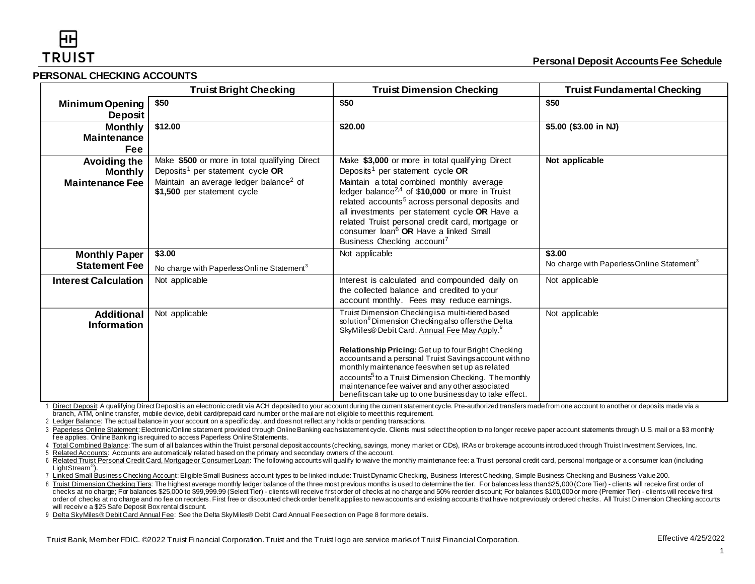## PERSONAL CHECKING ACCOUNTS

| | Truist Bright Checking | Truist Dimension Checking | Truist Fundamental Checking |
|---|---|---|---|
| **Minimum Opening Deposit** | **$50** | **$50** | **$50** |
| **Monthly Maintenance Fee** | **$12.00** | **$20.00** | **$5.00 ($3.00 in NJ)** |
| **Avoiding the Monthly Maintenance Fee** | Make **$500** or more in total qualifying Direct Deposits[1] per statement cycle **OR** Maintain an average ledger balance[2] of **$1,500** per statement cycle | Make **$3,000** or more in total qualifying Direct Deposits[1] per statement cycle **OR** Maintain a total combined monthly average ledger balance[2,4] of $**10,000** or more in Truist related accounts[5] across personal deposits and all investments per statement cycle **OR** Have a related Truist personal credit card, mortgage or consumer loan[6] **OR** Have a linked Small Business Checking account[7] | **Not applicable** |
| **Monthly Paper Statement Fee** | **$3.00** No charge with Paperless Online Statement[3] | Not applicable | **$3.00** No charge with Paperless Online Statement[3] |
| **Interest Calculation** | Not applicable | Interest is calculated and compounded daily on the collected balance and credited to your account monthly. Fees may reduce earnings. | Not applicable |
| **Additional Information** | Not applicable | Truist Dimension Checking is a multi-tiered based solution[8] Dimension Checking also offers the Delta SkyMiles® Debit Card. Annual Fee May Apply.[9] **Relationship Pricing:** Get up to four Bright Checking accounts and a personal Truist Savings account with no monthly maintenance fees when set up as related accounts[5] to a Truist Dimension Checking. The monthly maintenance fee waiver and any other associated benefits can take up to one business day to take effect. | Not applicable |

1 Direct Deposit: A qualifying Direct Deposit is an electronic credit via ACH deposited to your account during the current statement cycle. Pre-authorized transfers made from one account to another or deposits made via a branch, ATM, online transfer, mobile device, debit card/prepaid card number or the mail are not eligible to meet this requirement.

2 Ledger Balance: The actual balance in your account on a specific day, and does not reflect any holds or pending transactions.

3 Paperless Online Statement: Electronic/Online statement provided through Online Banking each statement cycle. Clients must select the option to no longer receive paper account statements through U.S. mail or a $3 monthly fee applies. Online Banking is required to access Paperless Online Statements.

4 Total Combined Balance: The sum of all balances within the Truist personal deposit accounts (checking, savings, money market or CDs), IRAs or brokerage accounts introduced through Truist Investment Services, Inc.

5 Related Accounts: Accounts are automatically related based on the primary and secondary owners of the account.

6 Related Truist Personal Credit Card, Mortgage or Consumer Loan: The following accounts will qualify to waive the monthly maintenance fee: a Truist personal credit card, personal mortgage or a consumer loan (including LightStream®).

7 Linked Small Business Checking Account: Eligible Small Business account types to be linked include: Truist Dynamic Checking, Business Interest Checking, Simple Business Checking and Business Value 200.

8 Truist Dimension Checking Tiers: The highest average monthly ledger balance of the three most previous months is used to determine the tier. For balances less than $25,000 (Core Tier) - clients will receive first order of checks at no charge; For balances $25,000 to $99,999.99 (Select Tier) - clients will receive first order of checks at no charge and 50% reorder discount; For balances $100,000 or more (Premier Tier) - clients will receive first order of checks at no charge and no fee on reorders. First free or discounted check order benefit applies to new accounts and existing accounts that have not previously ordered checks. All Truist Dimension Checking accounts will receive a $25 Safe Deposit Box rental discount.

9 Delta SkyMiles® Debit Card Annual Fee: See the Delta SkyMiles® Debit Card Annual Fee section on Page 8 for more details.

Truist Bank, Member FDIC. ©2022 Truist Financial Corporation. Truist and the Truist logo are service marks of Truist Financial Corporation.

Effective 4/25/2022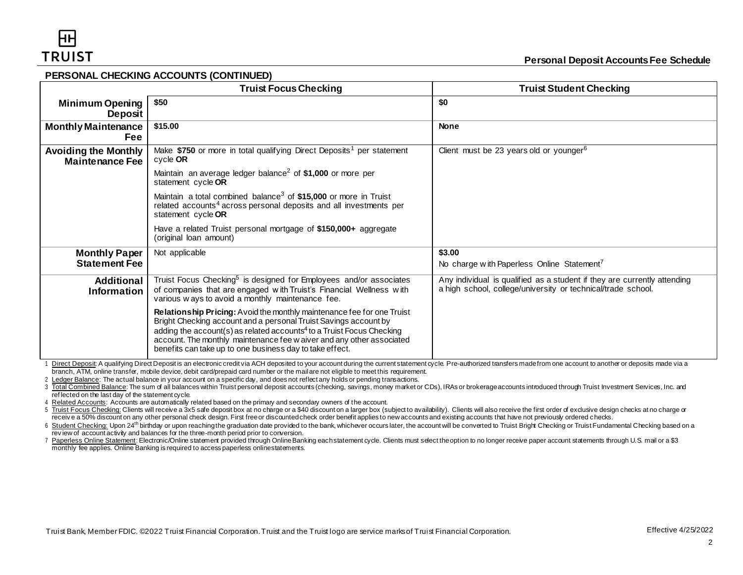## PERSONAL CHECKING ACCOUNTS (CONTINUED)

| | Truist Focus Checking | Truist Student Checking |
|---|---|---|
| **Minimum Opening Deposit** | **$50** | **$0** |
| **Monthly Maintenance Fee** | **$15.00** | **None** |
| **Avoiding the Monthly Maintenance Fee** | Make **$750** or more in total qualifying Direct Deposits[1] per statement cycle **OR**<br><br>Maintain an average ledger balance[2] of **$1,000** or more per statement cycle **OR**<br><br>Maintain a total combined balance[3] of **$15,000** or more in Truist related accounts[4] across personal deposits and all investments per statement cycle **OR**<br><br>Have a related Truist personal mortgage of **$150,000+** aggregate (original loan amount) | Client must be 23 years old or younger[6] |
| **Monthly Paper Statement Fee** | Not applicable | **$3.00**<br><br>No charge with Paperless Online Statement[7] |
| **Additional Information** | Truist Focus Checking[5] is designed for Employees and/or associates of companies that are engaged with Truist's Financial Wellness with various ways to avoid a monthly maintenance fee.<br><br>**Relationship Pricing:** Avoid the monthly maintenance fee for one Truist Bright Checking account and a personal Truist Savings account by adding the account(s) as related accounts[4] to a Truist Focus Checking account. The monthly maintenance fee waiver and any other associated benefits can take up to one business day to take effect. | Any individual is qualified as a student if they are currently attending a high school, college/university or technical/trade school. |

1 Direct Deposit: A qualifying Direct Deposit is an electronic credit via ACH deposited to your account during the current statement cycle. Pre-authorized transfers made from one account to another or deposits made via a branch, ATM, online transfer, mobile device, debit card/prepaid card number or the mail are not eligible to meet this requirement.

2 Ledger Balance: The actual balance in your account on a specific day, and does not reflect any holds or pending transactions.

3 Total Combined Balance: The sum of all balances within Truist personal deposit accounts (checking, savings, money market or CDs), IRAs or brokerage accounts introduced through Truist Investment Services, Inc. and reflected on the last day of the statement cycle.

4 Related Accounts: Accounts are automatically related based on the primary and secondary owners of the account.

5 Truist Focus Checking: Clients will receive a 3x5 safe deposit box at no charge or a $40 discount on a larger box (subject to availability). Clients will also receive the first order of exclusive design checks at no charge or receive a 50% discount on any other personal check design. First free or discounted check order benefit applies to new accounts and existing accounts that have not previously ordered checks.

6 Student Checking: Upon 24th birthday or upon reaching the graduation date provided to the bank, whichever occurs later, the account will be converted to Truist Bright Checking or Truist Fundamental Checking based on a review of account activity and balances for the three-month period prior to conversion.

7 Paperless Online Statement: Electronic/Online statement provided through Online Banking each statement cycle. Clients must select the option to no longer receive paper account statements through U.S. mail or a $3 monthly fee applies. Online Banking is required to access paperless online statements.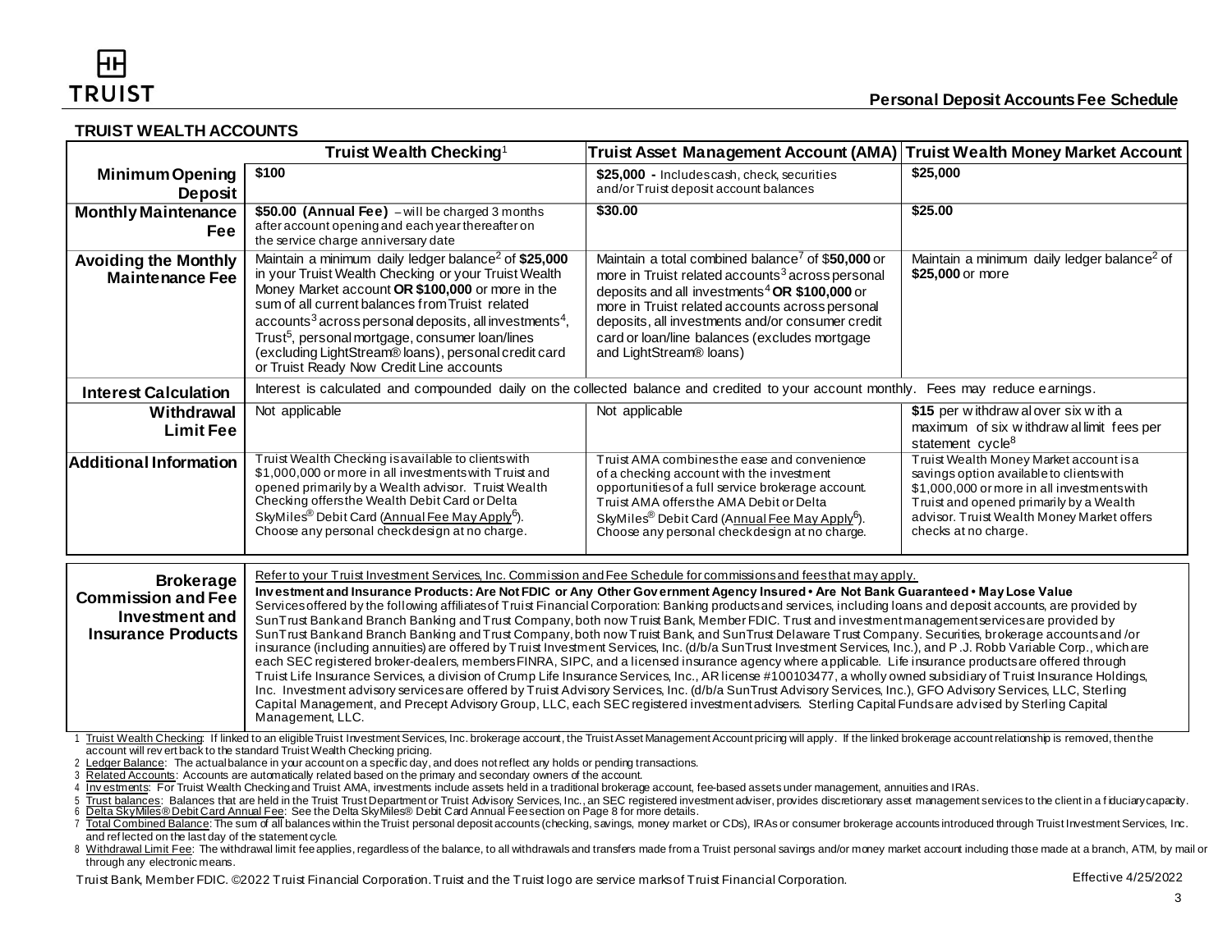## TRUIST WEALTH ACCOUNTS

| | Truist Wealth Checking[1] | Truist Asset Management Account (AMA) | Truist Wealth Money Market Account |
|---|---|---|---|
| **Minimum Opening Deposit** | **$100** | **$25,000** - Includes cash, check, securities and/or Truist deposit account balances | **$25,000** |
| **Monthly Maintenance Fee** | **$50.00 (Annual Fee)** – will be charged 3 months after account opening and each year thereafter on the service charge anniversary date | **$30.00** | **$25.00** |
| **Avoiding the Monthly Maintenance Fee** | Maintain a minimum daily ledger balance[2] of **$25,000** in your Truist Wealth Checking or your Truist Wealth Money Market account **OR $100,000** or more in the sum of all current balances from Truist related accounts[3] across personal deposits, all investments[4], Trust[5], personal mortgage, consumer loan/lines (excluding LightStream® loans), personal credit card or Truist Ready Now Credit Line accounts | Maintain a total combined balance[7] of **$50,000** or more in Truist related accounts[3] across personal deposits and all investments[4] **OR $100,000** or more in Truist related accounts across personal deposits, all investments and/or consumer credit card or loan/line balances (excludes mortgage and LightStream® loans) | Maintain a minimum daily ledger balance[2] of **$25,000** or more |
| **Interest Calculation** | Interest is calculated and compounded daily on the collected balance and credited to your account monthly. Fees may reduce earnings. | | |
| **Withdrawal Limit Fee** | Not applicable | Not applicable | **$15** per withdrawal over six with a maximum of six withdrawal limit fees per statement cycle[8] |
| **Additional Information** | Truist Wealth Checking is available to clients with $1,000,000 or more in all investments with Truist and opened primarily by a Wealth advisor. Truist Wealth Checking offers the Wealth Debit Card or Delta SkyMiles® Debit Card (Annual Fee May Apply[6]). Choose any personal check design at no charge. | Truist AMA combines the ease and convenience of a checking account with the investment opportunities of a full service brokerage account. Truist AMA offers the AMA Debit or Delta SkyMiles® Debit Card (Annual Fee May Apply[6]). Choose any personal check design at no charge. | Truist Wealth Money Market account is a savings option available to clients with $1,000,000 or more in all investments with Truist and opened primarily by a Wealth advisor. Truist Wealth Money Market offers checks at no charge. |

**Brokerage Commission and Fee Investment and Insurance Products**

Refer to your Truist Investment Services, Inc. Commission and Fee Schedule for commissions and fees that may apply.

**Investment and Insurance Products: Are Not FDIC or Any Other Government Agency Insured • Are Not Bank Guaranteed • May Lose Value**

Services offered by the following affiliates of Truist Financial Corporation: Banking products and services, including loans and deposit accounts, are provided by SunTrust Bank and Branch Banking and Trust Company, both now Truist Bank, Member FDIC. Trust and investment management services are provided by SunTrust Bank and Branch Banking and Trust Company, both now Truist Bank, and SunTrust Delaware Trust Company. Securities, brokerage accounts and /or insurance (including annuities) are offered by Truist Investment Services, Inc. (d/b/a SunTrust Investment Services, Inc.), and P.J. Robb Variable Corp., which are each SEC registered broker-dealers, members FINRA, SIPC, and a licensed insurance agency where applicable. Life insurance products are offered through Truist Life Insurance Services, a division of Crump Life Insurance Services, Inc., AR license #100103477, a wholly owned subsidiary of Truist Insurance Holdings, Inc. Investment advisory services are offered by Truist Advisory Services, Inc. (d/b/a SunTrust Advisory Services, Inc.), GFO Advisory Services, LLC, Sterling Capital Management, and Precept Advisory Group, LLC, each SEC registered investment advisers. Sterling Capital Funds are advised by Sterling Capital Management, LLC.

1 Truist Wealth Checking: If linked to an eligible Truist Investment Services, Inc. brokerage account, the Truist Asset Management Account pricing will apply. If the linked brokerage account relationship is removed, then the account will revert back to the standard Truist Wealth Checking pricing.

2 Ledger Balance: The actual balance in your account on a specific day, and does not reflect any holds or pending transactions.

3 Related Accounts: Accounts are automatically related based on the primary and secondary owners of the account.

4 Investments: For Truist Wealth Checking and Truist AMA, investments include assets held in a traditional brokerage account, fee-based assets under management, annuities and IRAs.

5 Trust balances: Balances that are held in the Truist Trust Department or Truist Advisory Services, Inc., an SEC registered investment adviser, provides discretionary asset management services to the client in a fiduciary capacity.

6 Delta SkyMiles® Debit Card Annual Fee: See the Delta SkyMiles® Debit Card Annual Fee section on Page 8 for more details.

7 Total Combined Balance: The sum of all balances within the Truist personal deposit accounts (checking, savings, money market or CDs), IRAs or consumer brokerage accounts introduced through Truist Investment Services, Inc. and reflected on the last day of the statement cycle.

8 Withdrawal Limit Fee: The withdrawal limit fee applies, regardless of the balance, to all withdrawals and transfers made from a Truist personal savings and/or money market account including those made at a branch, ATM, by mail or through any electronic means.

Truist Bank, Member FDIC. ©2022 Truist Financial Corporation. Truist and the Truist logo are service marks of Truist Financial Corporation.

Effective 4/25/2022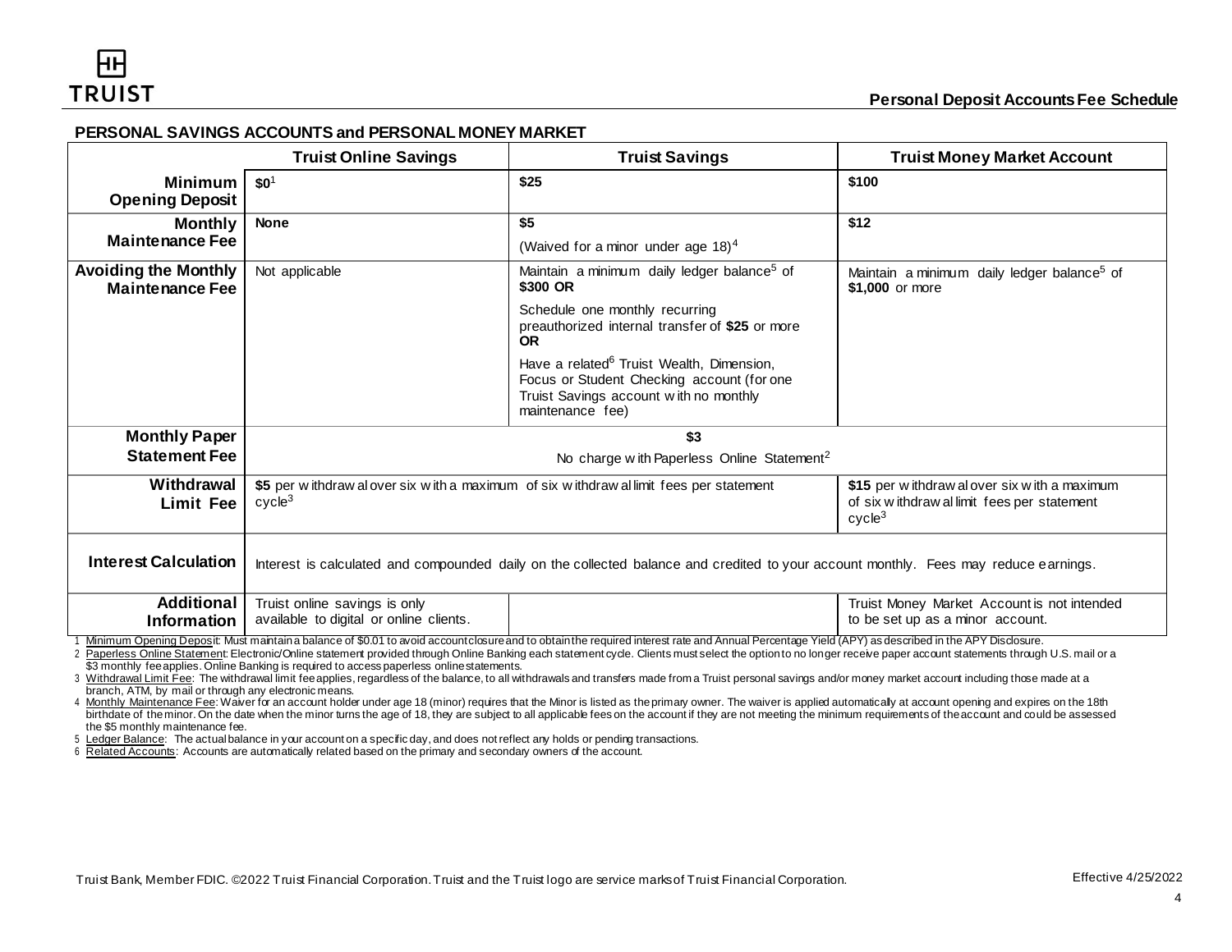## PERSONAL SAVINGS ACCOUNTS and PERSONAL MONEY MARKET

| | Truist Online Savings | Truist Savings | Truist Money Market Account |
|---|---|---|---|
| **Minimum Opening Deposit** | **$0**[1] | **$25** | **$100** |
| **Monthly Maintenance Fee** | **None** | **$5**<br>(Waived for a minor under age 18)[4] | **$12** |
| **Avoiding the Monthly Maintenance Fee** | Not applicable | Maintain a minimum daily ledger balance[5] of **$300 OR**<br>Schedule one monthly recurring preauthorized internal transfer of **$25** or more **OR**<br>Have a related[6] Truist Wealth, Dimension, Focus or Student Checking account (for one Truist Savings account with no monthly maintenance fee) | Maintain a minimum daily ledger balance[5] of **$1,000** or more |
| **Monthly Paper Statement Fee** | **$3**<br>No charge with Paperless Online Statement[2] | | |
| **Withdrawal Limit Fee** | **$5** per withdrawal over six with a maximum of six withdrawal limit fees per statement cycle[3] | | **$15** per withdrawal over six with a maximum of six withdrawal limit fees per statement cycle[3] |
| **Interest Calculation** | Interest is calculated and compounded daily on the collected balance and credited to your account monthly. Fees may reduce earnings. | | |
| **Additional Information** | Truist online savings is only available to digital or online clients. | | Truist Money Market Account is not intended to be set up as a minor account. |

1 Minimum Opening Deposit: Must maintain a balance of $0.01 to avoid account closure and to obtain the required interest rate and Annual Percentage Yield (APY) as described in the APY Disclosure.

2 Paperless Online Statement: Electronic/Online statement provided through Online Banking each statement cycle. Clients must select the option to no longer receive paper account statements through U.S. mail or a $3 monthly fee applies. Online Banking is required to access paperless online statements.

3 Withdrawal Limit Fee: The withdrawal limit fee applies, regardless of the balance, to all withdrawals and transfers made from a Truist personal savings and/or money market account including those made at a branch, ATM, by mail or through any electronic means.

4 Monthly Maintenance Fee: Waiver for an account holder under age 18 (minor) requires that the Minor is listed as the primary owner. The waiver is applied automatically at account opening and expires on the 18th birthdate of the minor. On the date when the minor turns the age of 18, they are subject to all applicable fees on the account if they are not meeting the minimum requirements of the account and could be assessed the $5 monthly maintenance fee.

5 Ledger Balance: The actual balance in your account on a specific day, and does not reflect any holds or pending transactions.

6 Related Accounts: Accounts are automatically related based on the primary and secondary owners of the account.

Truist Bank, Member FDIC. ©2022 Truist Financial Corporation. Truist and the Truist logo are service marks of Truist Financial Corporation.

Effective 4/25/2022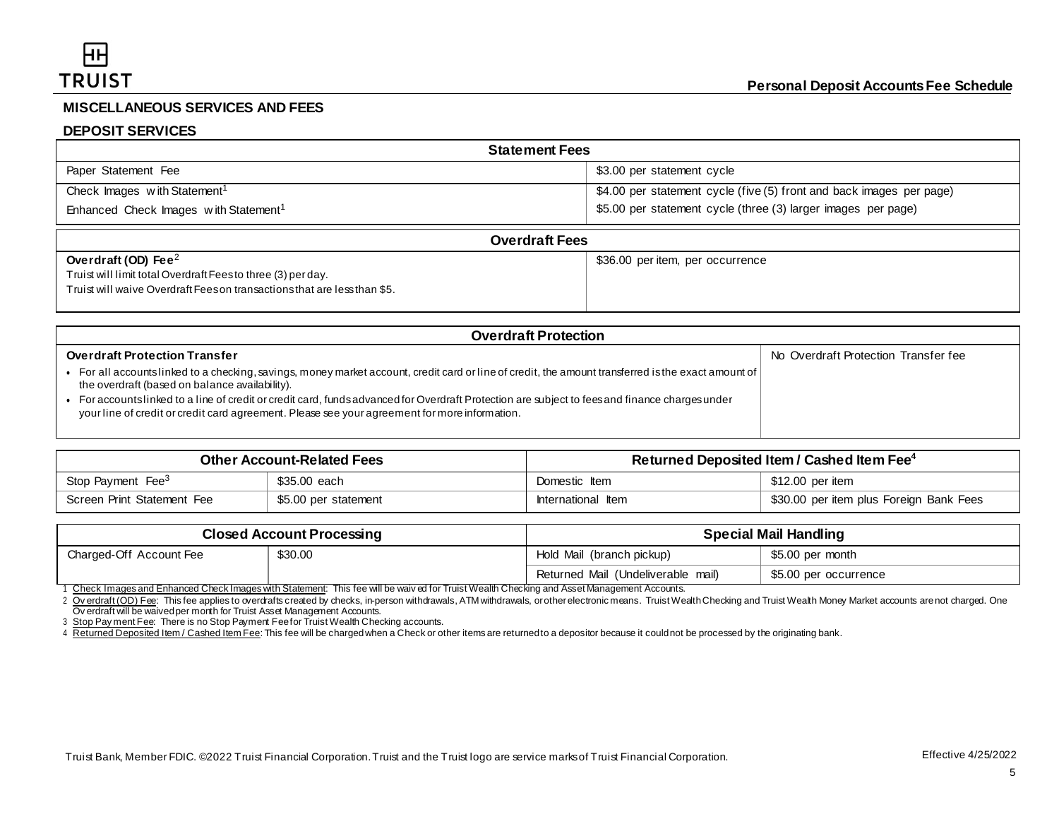## MISCELLANEOUS SERVICES AND FEES

### DEPOSIT SERVICES

| Statement Fees | |
|---|---|
| Paper Statement Fee | $3.00 per statement cycle |
| Check Images with Statement[1] | $4.00 per statement cycle (five (5) front and back images per page) |
| Enhanced Check Images with Statement[1] | $5.00 per statement cycle (three (3) larger images per page) |

| Overdraft Fees | |
|---|---|
| **Overdraft (OD) Fee**[2]<br>Truist will limit total Overdraft Fees to three (3) per day.<br>Truist will waive Overdraft Fees on transactions that are less than $5. | $36.00 per item, per occurrence |

| Overdraft Protection | |
|---|---|
| **Overdraft Protection Transfer**<br>• For all accounts linked to a checking, savings, money market account, credit card or line of credit, the amount transferred is the exact amount of the overdraft (based on balance availability).<br>• For accounts linked to a line of credit or credit card, funds advanced for Overdraft Protection are subject to fees and finance charges under your line of credit or credit card agreement. Please see your agreement for more information. | No Overdraft Protection Transfer fee |

| Other Account-Related Fees | | Returned Deposited Item / Cashed Item Fee[4] | |
|---|---|---|---|
| Stop Payment Fee[3] | $35.00 each | Domestic Item | $12.00 per item |
| Screen Print Statement Fee | $5.00 per statement | International Item | $30.00 per item plus Foreign Bank Fees |

| Closed Account Processing | | Special Mail Handling | |
|---|---|---|---|
| Charged-Off Account Fee | $30.00 | Hold Mail (branch pickup) | $5.00 per month |
| | | Returned Mail (Undeliverable mail) | $5.00 per occurrence |

1 Check Images and Enhanced Check Images with Statement: This fee will be waived for Truist Wealth Checking and Asset Management Accounts.

2 Overdraft (OD) Fee: This fee applies to overdrafts created by checks, in-person withdrawals, ATM withdrawals, or other electronic means. Truist Wealth Checking and Truist Wealth Money Market accounts are not charged. One Overdraft will be waived per month for Truist Asset Management Accounts.

3 Stop Payment Fee: There is no Stop Payment Fee for Truist Wealth Checking accounts.

4 Returned Deposited Item / Cashed Item Fee: This fee will be charged when a Check or other items are returned to a depositor because it could not be processed by the originating bank.

Truist Bank, Member FDIC. ©2022 Truist Financial Corporation. Truist and the Truist logo are service marks of Truist Financial Corporation.

Effective 4/25/2022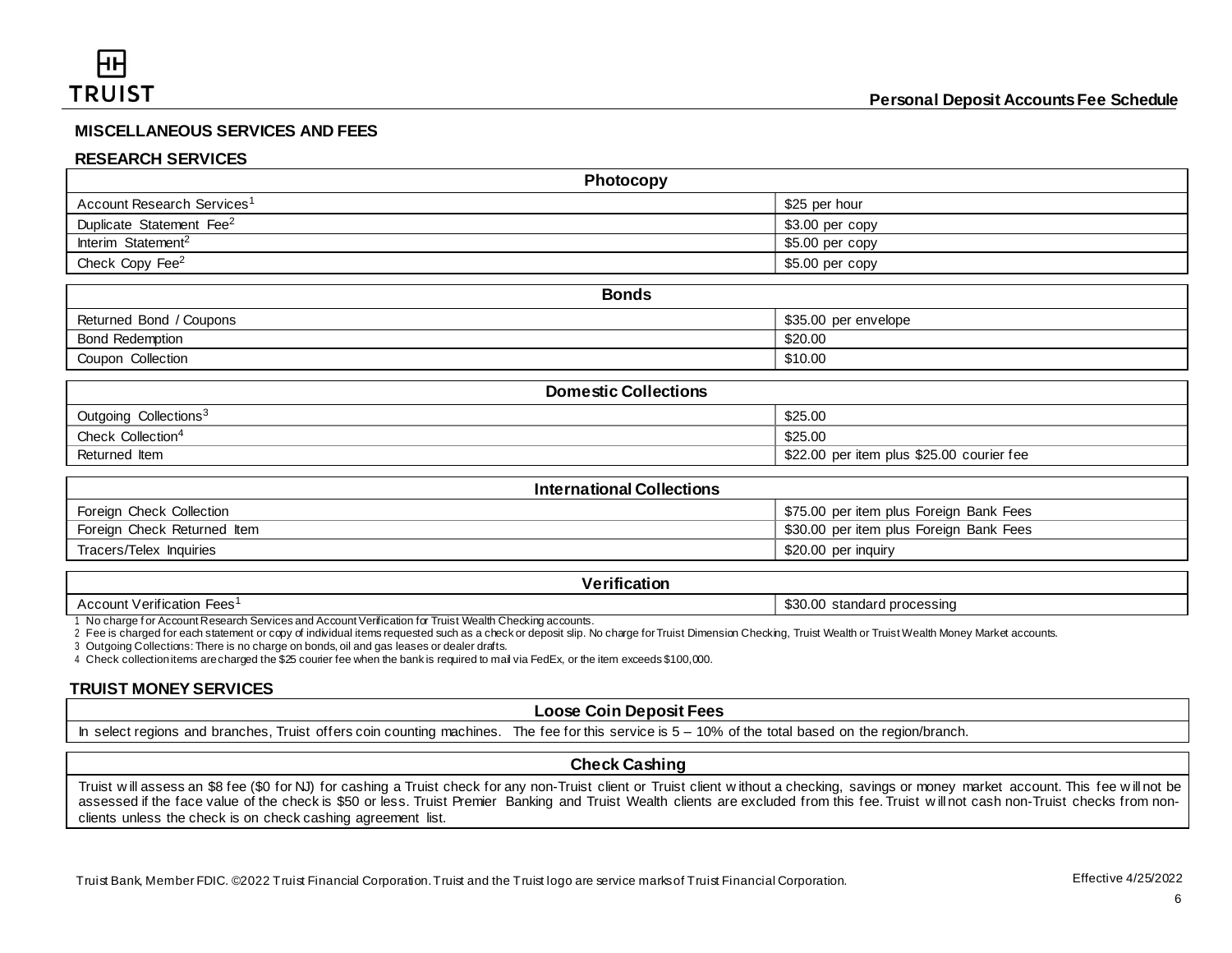## MISCELLANEOUS SERVICES AND FEES

### RESEARCH SERVICES

| Photocopy | |
|---|---|
| Account Research Services[1] | $25 per hour |
| Duplicate Statement Fee[2] | $3.00 per copy |
| Interim Statement[2] | $5.00 per copy |
| Check Copy Fee[2] | $5.00 per copy |

| Bonds | |
|---|---|
| Returned Bond / Coupons | $35.00 per envelope |
| Bond Redemption | $20.00 |
| Coupon Collection | $10.00 |

| Domestic Collections | |
|---|---|
| Outgoing Collections[3] | $25.00 |
| Check Collection[4] | $25.00 |
| Returned Item | $22.00 per item plus $25.00 courier fee |

| International Collections | |
|---|---|
| Foreign Check Collection | $75.00 per item plus Foreign Bank Fees |
| Foreign Check Returned Item | $30.00 per item plus Foreign Bank Fees |
| Tracers/Telex Inquiries | $20.00 per inquiry |

| Verification | |
|---|---|
| Account Verification Fees[1] | $30.00 standard processing |

1 No charge for Account Research Services and Account Verification for Truist Wealth Checking accounts.
2 Fee is charged for each statement or copy of individual items requested such as a check or deposit slip. No charge for Truist Dimension Checking, Truist Wealth or Truist Wealth Money Market accounts.
3 Outgoing Collections: There is no charge on bonds, oil and gas leases or dealer drafts.
4 Check collection items are charged the $25 courier fee when the bank is required to mail via FedEx, or the item exceeds $100,000.

### TRUIST MONEY SERVICES

| Loose Coin Deposit Fees |
|---|
| In select regions and branches, Truist offers coin counting machines. The fee for this service is 5 – 10% of the total based on the region/branch. |

| Check Cashing |
|---|
| Truist will assess an $8 fee ($0 for NJ) for cashing a Truist check for any non-Truist client or Truist client without a checking, savings or money market account. This fee will not be assessed if the face value of the check is $50 or less. Truist Premier Banking and Truist Wealth clients are excluded from this fee. Truist will not cash non-Truist checks from non-clients unless the check is on check cashing agreement list. |

Truist Bank, Member FDIC. ©2022 Truist Financial Corporation. Truist and the Truist logo are service marks of Truist Financial Corporation.

Effective 4/25/2022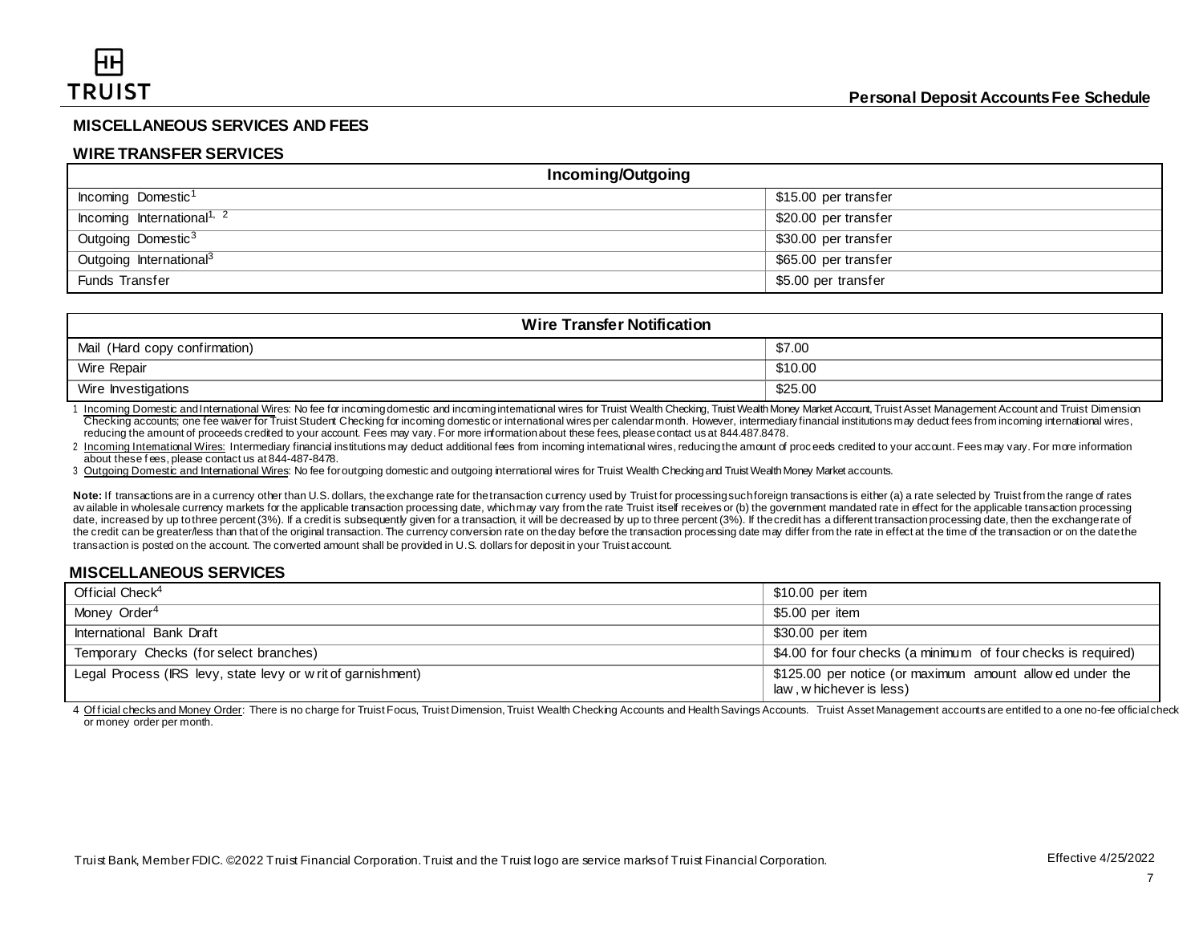## MISCELLANEOUS SERVICES AND FEES

### WIRE TRANSFER SERVICES

| Incoming/Outgoing | |
|---|---|
| Incoming Domestic[1] | $15.00 per transfer |
| Incoming International[1, 2] | $20.00 per transfer |
| Outgoing Domestic[3] | $30.00 per transfer |
| Outgoing International[3] | $65.00 per transfer |
| Funds Transfer | $5.00 per transfer |

| Wire Transfer Notification | |
|---|---|
| Mail (Hard copy confirmation) | $7.00 |
| Wire Repair | $10.00 |
| Wire Investigations | $25.00 |

1 Incoming Domestic and International Wires: No fee for incoming domestic and incoming international wires for Truist Wealth Checking, Truist Wealth Money Market Account, Truist Asset Management Account and Truist Dimension Checking accounts; one fee waiver for Truist Student Checking for incoming domestic or international wires per calendar month. However, intermediary financial institutions may deduct fees from incoming international wires, reducing the amount of proceeds credited to your account. Fees may vary. For more information about these fees, please contact us at 844.487.8478.

2 Incoming International Wires: Intermediary financial institutions may deduct additional fees from incoming international wires, reducing the amount of proceeds credited to your account. Fees may vary. For more information about these fees, please contact us at 844-487-8478.

3 Outgoing Domestic and International Wires: No fee for outgoing domestic and outgoing international wires for Truist Wealth Checking and Truist Wealth Money Market accounts.

**Note:** If transactions are in a currency other than U.S. dollars, the exchange rate for the transaction currency used by Truist for processing such foreign transactions is either (a) a rate selected by Truist from the range of rates available in wholesale currency markets for the applicable transaction processing date, which may vary from the rate Truist itself receives or (b) the government mandated rate in effect for the applicable transaction processing date, increased by up to three percent (3%). If a credit is subsequently given for a transaction, it will be decreased by up to three percent (3%). If the credit has a different transaction processing date, then the exchange rate of the credit can be greater/less than that of the original transaction. The currency conversion rate on the day before the transaction processing date may differ from the rate in effect at the time of the transaction or on the date the transaction is posted on the account. The converted amount shall be provided in U.S. dollars for deposit in your Truist account.

### MISCELLANEOUS SERVICES

| Service | Fee |
|---|---|
| Official Check[4] | $10.00 per item |
| Money Order[4] | $5.00 per item |
| International Bank Draft | $30.00 per item |
| Temporary Checks (for select branches) | $4.00 for four checks (a minimum of four checks is required) |
| Legal Process (IRS levy, state levy or writ of garnishment) | $125.00 per notice (or maximum amount allowed under the law, whichever is less) |

4 Official checks and Money Order: There is no charge for Truist Focus, Truist Dimension, Truist Wealth Checking Accounts and Health Savings Accounts. Truist Asset Management accounts are entitled to a one no-fee official check or money order per month.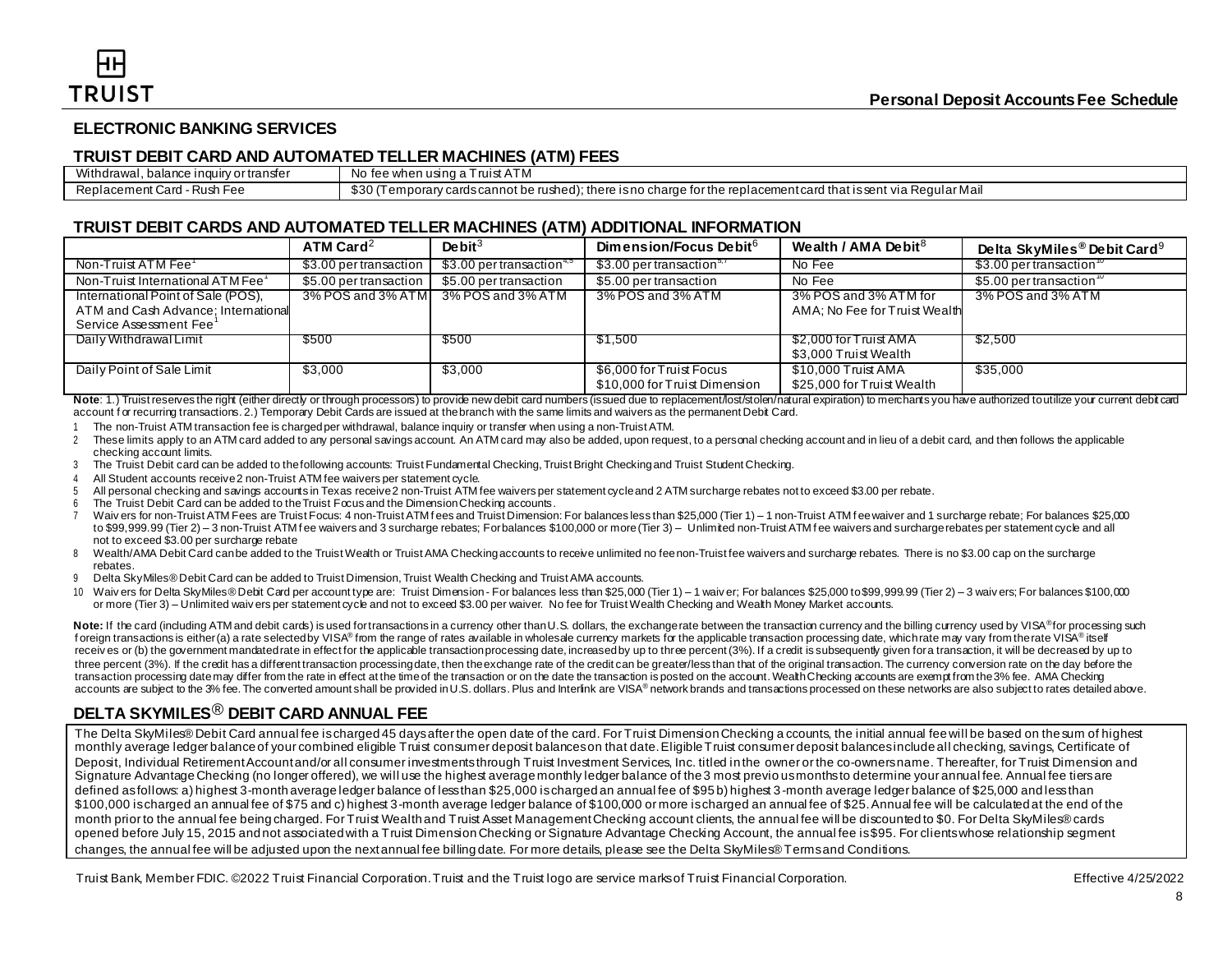## ELECTRONIC BANKING SERVICES

### TRUIST DEBIT CARD AND AUTOMATED TELLER MACHINES (ATM) FEES

| | |
|---|---|
| Withdrawal, balance inquiry or transfer | No fee when using a Truist ATM |
| Replacement Card - Rush Fee | $30 (Temporary cards cannot be rushed); there is no charge for the replacement card that is sent via Regular Mail |

### TRUIST DEBIT CARDS AND AUTOMATED TELLER MACHINES (ATM) ADDITIONAL INFORMATION

| | ATM Card[2] | Debit[3] | Dimension/Focus Debit[6] | Wealth / AMA Debit[8] | Delta SkyMiles® Debit Card[9] |
|---|---|---|---|---|---|
| Non-Truist ATM Fee[1] | $3.00 per transaction | $3.00 per transaction[4,5] | $3.00 per transaction[5,7] | No Fee | $3.00 per transaction[10] |
| Non-Truist International ATM Fee[1] | $5.00 per transaction | $5.00 per transaction | $5.00 per transaction | No Fee | $5.00 per transaction[10] |
| International Point of Sale (POS), ATM and Cash Advance; International Service Assessment Fee[1] | 3% POS and 3% ATM | 3% POS and 3% ATM | 3% POS and 3% ATM | 3% POS and 3% ATM for AMA; No Fee for Truist Wealth | 3% POS and 3% ATM |
| Daily Withdrawal Limit | $500 | $500 | $1,500 | $2,000 for Truist AMA<br>$3,000 Truist Wealth | $2,500 |
| Daily Point of Sale Limit | $3,000 | $3,000 | $6,000 for Truist Focus<br>$10,000 for Truist Dimension | $10,000 Truist AMA<br>$25,000 for Truist Wealth | $35,000 |

**Note**: 1.) Truist reserves the right (either directly or through processors) to provide new debit card numbers (issued due to replacement/lost/stolen/natural expiration) to merchants you have authorized to utilize your current debit card account for recurring transactions. 2.) Temporary Debit Cards are issued at the branch with the same limits and waivers as the permanent Debit Card.

1 The non-Truist ATM transaction fee is charged per withdrawal, balance inquiry or transfer when using a non-Truist ATM.

2 These limits apply to an ATM card added to any personal savings account. An ATM card may also be added, upon request, to a personal checking account and in lieu of a debit card, and then follows the applicable checking account limits.

3 The Truist Debit card can be added to the following accounts: Truist Fundamental Checking, Truist Bright Checking and Truist Student Checking.

4 All Student accounts receive 2 non-Truist ATM fee waivers per statement cycle.

5 All personal checking and savings accounts in Texas receive 2 non-Truist ATM fee waivers per statement cycle and 2 ATM surcharge rebates not to exceed $3.00 per rebate.

6 The Truist Debit Card can be added to the Truist Focus and the Dimension Checking accounts.

7 Waivers for non-Truist ATM Fees are Truist Focus: 4 non-Truist ATM fees and Truist Dimension: For balances less than $25,000 (Tier 1) – 1 non-Truist ATM fee waiver and 1 surcharge rebate; For balances $25,000 to $99,999.99 (Tier 2) – 3 non-Truist ATM fee waivers and 3 surcharge rebates; For balances $100,000 or more (Tier 3) – Unlimited non-Truist ATM fee waivers and surcharge rebates per statement cycle and all not to exceed $3.00 per surcharge rebate

8 Wealth/AMA Debit Card can be added to the Truist Wealth or Truist AMA Checking accounts to receive unlimited no fee non-Truist fee waivers and surcharge rebates. There is no $3.00 cap on the surcharge rebates.

9 Delta SkyMiles® Debit Card can be added to Truist Dimension, Truist Wealth Checking and Truist AMA accounts.

10 Waivers for Delta SkyMiles® Debit Card per account type are: Truist Dimension - For balances less than $25,000 (Tier 1) – 1 waiver; For balances $25,000 to $99,999.99 (Tier 2) – 3 waivers; For balances $100,000 or more (Tier 3) – Unlimited waivers per statement cycle and not to exceed $3.00 per waiver. No fee for Truist Wealth Checking and Wealth Money Market accounts.

**Note:** If the card (including ATM and debit cards) is used for transactions in a currency other than U.S. dollars, the exchange rate between the transaction currency and the billing currency used by VISA® for processing such foreign transactions is either (a) a rate selected by VISA® from the range of rates available in wholesale currency markets for the applicable transaction processing date, which rate may vary from the rate VISA® itself receives or (b) the government mandated rate in effect for the applicable transaction processing date, increased by up to three percent (3%). If a credit is subsequently given for a transaction, it will be decreased by up to three percent (3%). If the credit has a different transaction processing date, then the exchange rate of the credit can be greater/less than that of the original transaction. The currency conversion rate on the day before the transaction processing date may differ from the rate in effect at the time of the transaction or on the date the transaction is posted on the account. Wealth Checking accounts are exempt from the 3% fee. AMA Checking accounts are subject to the 3% fee. The converted amount shall be provided in U.S. dollars. Plus and Interlink are VISA® network brands and transactions processed on these networks are also subject to rates detailed above.

## DELTA SKYMILES® DEBIT CARD ANNUAL FEE

The Delta SkyMiles® Debit Card annual fee is charged 45 days after the open date of the card. For Truist Dimension Checking accounts, the initial annual fee will be based on the sum of highest monthly average ledger balance of your combined eligible Truist consumer deposit balances on that date. Eligible Truist consumer deposit balances include all checking, savings, Certificate of Deposit, Individual Retirement Account and/or all consumer investments through Truist Investment Services, Inc. titled in the owner or the co-owners name. Thereafter, for Truist Dimension and Signature Advantage Checking (no longer offered), we will use the highest average monthly ledger balance of the 3 most previous months to determine your annual fee. Annual fee tiers are defined as follows: a) highest 3-month average ledger balance of less than $25,000 is charged an annual fee of $95 b) highest 3-month average ledger balance of $25,000 and less than $100,000 is charged an annual fee of $75 and c) highest 3-month average ledger balance of $100,000 or more is charged an annual fee of $25. Annual fee will be calculated at the end of the month prior to the annual fee being charged. For Truist Wealth and Truist Asset Management Checking account clients, the annual fee will be discounted to $0. For Delta SkyMiles® cards opened before July 15, 2015 and not associated with a Truist Dimension Checking or Signature Advantage Checking Account, the annual fee is $95. For clients whose relationship segment changes, the annual fee will be adjusted upon the next annual fee billing date. For more details, please see the Delta SkyMiles® Terms and Conditions.

Truist Bank, Member FDIC. ©2022 Truist Financial Corporation. Truist and the Truist logo are service marks of Truist Financial Corporation. Effective 4/25/2022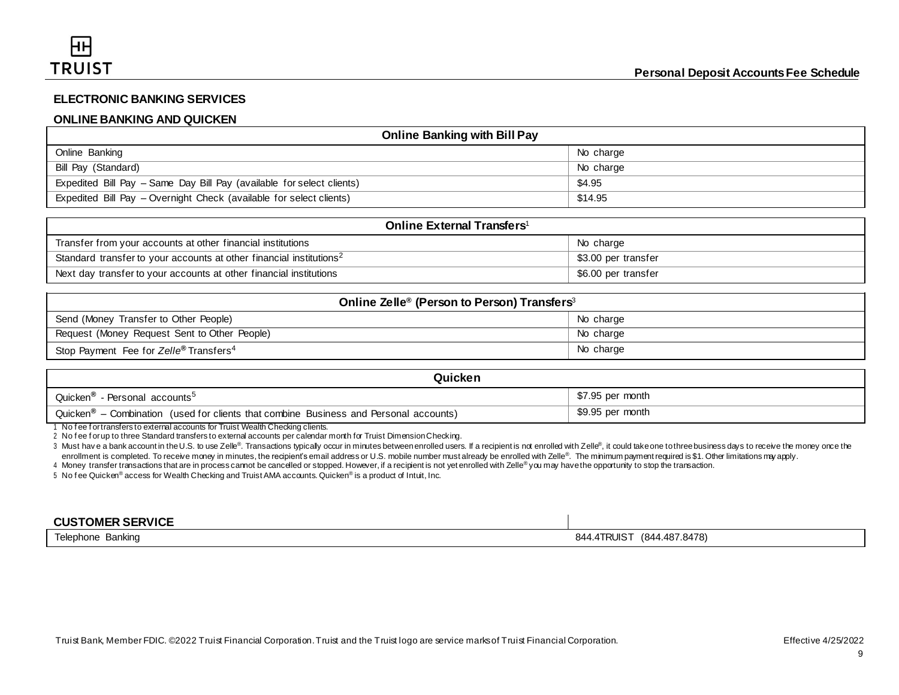## ELECTRONIC BANKING SERVICES

### ONLINE BANKING AND QUICKEN

| Online Banking with Bill Pay | |
|---|---|
| Online Banking | No charge |
| Bill Pay (Standard) | No charge |
| Expedited Bill Pay – Same Day Bill Pay (available for select clients) | $4.95 |
| Expedited Bill Pay – Overnight Check (available for select clients) | $14.95 |

| Online External Transfers[1] | |
|---|---|
| Transfer from your accounts at other financial institutions | No charge |
| Standard transfer to your accounts at other financial institutions[2] | $3.00 per transfer |
| Next day transfer to your accounts at other financial institutions | $6.00 per transfer |

| Online Zelle® (Person to Person) Transfers[3] | |
|---|---|
| Send (Money Transfer to Other People) | No charge |
| Request (Money Request Sent to Other People) | No charge |
| Stop Payment Fee for *Zelle*® Transfers[4] | No charge |

| Quicken | |
|---|---|
| Quicken® - Personal accounts[5] | $7.95 per month |
| Quicken® – Combination (used for clients that combine Business and Personal accounts) | $9.95 per month |

1 No fee for transfers to external accounts for Truist Wealth Checking clients.

2 No fee for up to three Standard transfers to external accounts per calendar month for Truist Dimension Checking.

3 Must have a bank account in the U.S. to use Zelle®. Transactions typically occur in minutes between enrolled users. If a recipient is not enrolled with Zelle®, it could take one to three business days to receive the money once the enrollment is completed. To receive money in minutes, the recipient's email address or U.S. mobile number must already be enrolled with Zelle®. The minimum payment required is $1. Other limitations may apply.

4 Money transfer transactions that are in process cannot be cancelled or stopped. However, if a recipient is not yet enrolled with Zelle® you may have the opportunity to stop the transaction.

5 No fee Quicken® access for Wealth Checking and Truist AMA accounts. Quicken® is a product of Intuit, Inc.

| CUSTOMER SERVICE | |
|---|---|
| Telephone Banking | 844.4TRUIST (844.487.8478) |

Truist Bank, Member FDIC. ©2022 Truist Financial Corporation. Truist and the Truist logo are service marks of Truist Financial Corporation.

Effective 4/25/2022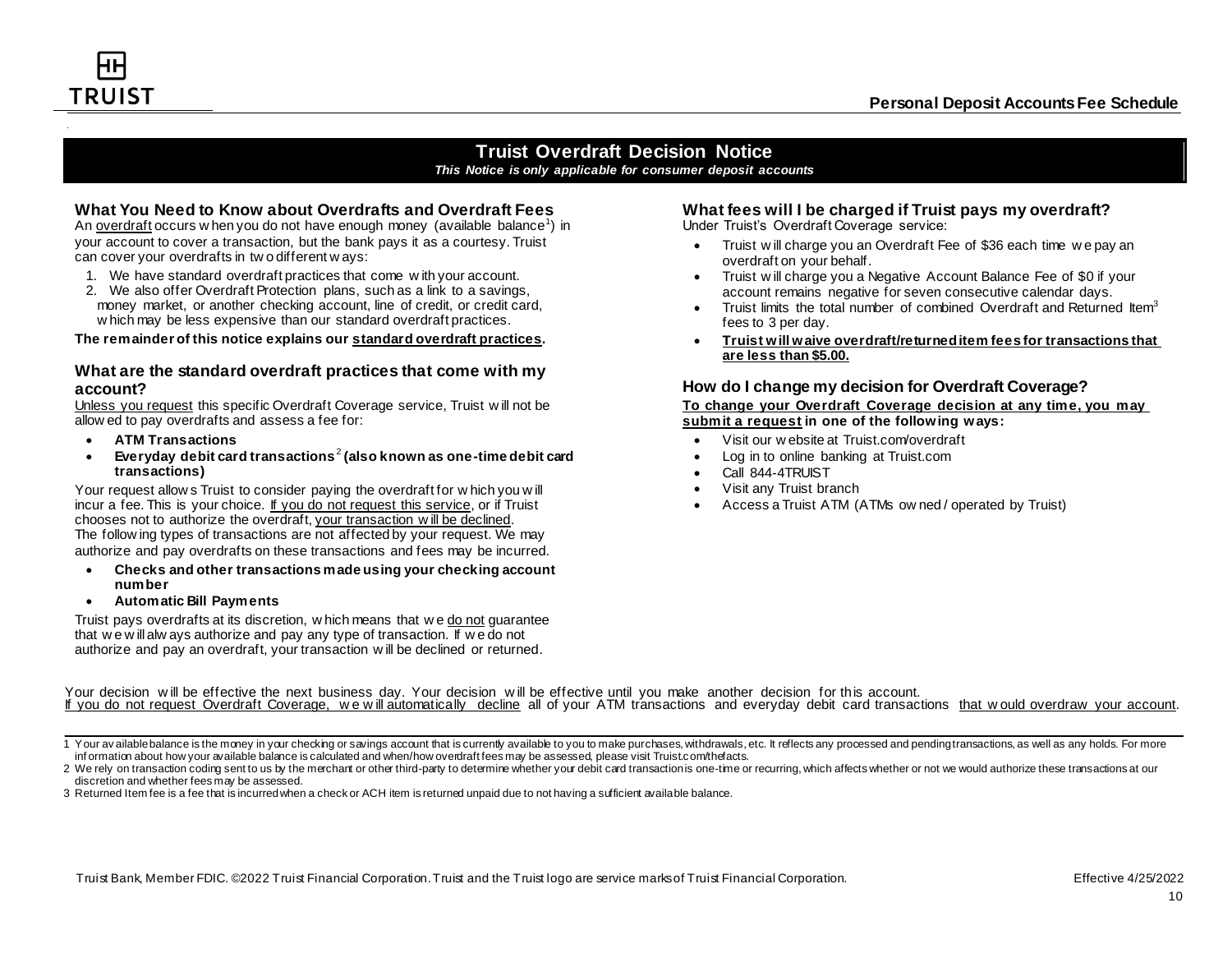# Truist Overdraft Decision Notice

***This Notice is only applicable for consumer deposit accounts***

## What You Need to Know about Overdrafts and Overdraft Fees

An overdraft occurs when you do not have enough money (available balance[1]) in your account to cover a transaction, but the bank pays it as a courtesy. Truist can cover your overdrafts in two different ways:

1. We have standard overdraft practices that come with your account.
2. We also offer Overdraft Protection plans, such as a link to a savings, money market, or another checking account, line of credit, or credit card, which may be less expensive than our standard overdraft practices.

**The remainder of this notice explains our standard overdraft practices.**

## What are the standard overdraft practices that come with my account?

Unless you request this specific Overdraft Coverage service, Truist will not be allowed to pay overdrafts and assess a fee for:

- **ATM Transactions**
- **Everyday debit card transactions[2] (also known as one-time debit card transactions)**

Your request allows Truist to consider paying the overdraft for which you will incur a fee. This is your choice. If you do not request this service, or if Truist chooses not to authorize the overdraft, your transaction will be declined. The following types of transactions are not affected by your request. We may authorize and pay overdrafts on these transactions and fees may be incurred.

- **Checks and other transactions made using your checking account number**
- **Automatic Bill Payments**

Truist pays overdrafts at its discretion, which means that we do not guarantee that we will always authorize and pay any type of transaction. If we do not authorize and pay an overdraft, your transaction will be declined or returned.

## What fees will I be charged if Truist pays my overdraft?

Under Truist's Overdraft Coverage service:

- Truist will charge you an Overdraft Fee of $36 each time we pay an overdraft on your behalf.
- Truist will charge you a Negative Account Balance Fee of $0 if your account remains negative for seven consecutive calendar days.
- Truist limits the total number of combined Overdraft and Returned Item[3] fees to 3 per day.
- **Truist will waive overdraft/returned item fees for transactions that are less than $5.00.**

## How do I change my decision for Overdraft Coverage?

**To change your Overdraft Coverage decision at any time, you may submit a request in one of the following ways:**

- Visit our website at Truist.com/overdraft
- Log in to online banking at Truist.com
- Call 844-4TRUIST
- Visit any Truist branch
- Access a Truist ATM (ATMs owned / operated by Truist)

Your decision will be effective the next business day. Your decision will be effective until you make another decision for this account.
If you do not request Overdraft Coverage, we will automatically decline all of your ATM transactions and everyday debit card transactions that would overdraw your account.

---

1 Your available balance is the money in your checking or savings account that is currently available to you to make purchases, withdrawals, etc. It reflects any processed and pending transactions, as well as any holds. For more information about how your available balance is calculated and when/how overdraft fees may be assessed, please visit Truist.com/thefacts.

2 We rely on transaction coding sent to us by the merchant or other third-party to determine whether your debit card transaction is one-time or recurring, which affects whether or not we would authorize these transactions at our discretion and whether fees may be assessed.

3 Returned Item fee is a fee that is incurred when a check or ACH item is returned unpaid due to not having a sufficient available balance.

Truist Bank, Member FDIC. ©2022 Truist Financial Corporation. Truist and the Truist logo are service marks of Truist Financial Corporation.

Effective 4/25/2022